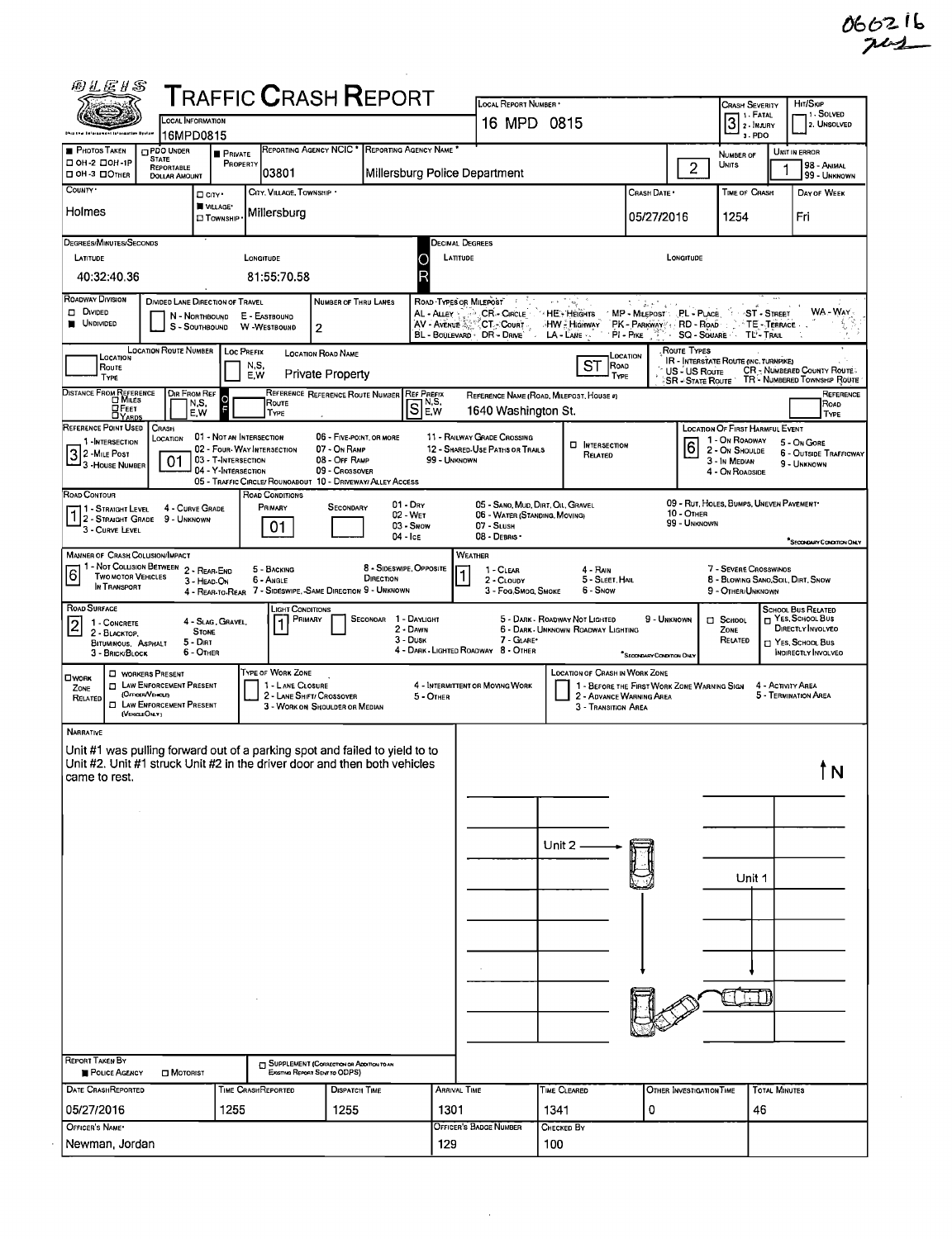066216

# OLEIS TRAFFIC CRASH REPORT

| Field | Value |
|---|---|
| Local Information | 16MPD0815 |
| Local Report Number | 16 MPD 0815 |
| Crash Severity | 3 (1 - Fatal, 2 - Injury, 3 - PDO) |
| Hit/Skip | 1 - Solved, 2 - Unsolved |
| Photos Taken | OH-2, OH-1P, OH-3, Other |
| PDO Under State Reportable Dollar Amount | |
| Private Property | X |
| Reporting Agency NCIC | 03801 |
| Reporting Agency Name | Millersburg Police Department |
| Number of Units | 2 |
| Unit in Error | 1 (98 - Animal, 99 - Unknown) |
| County | Holmes |
| City, Village, Township | Village - Millersburg |
| Crash Date | 05/27/2016 |
| Time of Crash | 1254 |
| Day of Week | Fri |

**Degrees/Minutes/Seconds**

| Latitude | Longitude |
|---|---|
| 40:32:40.36 | 81:55:70.58 |

**Roadway Division:** Undivided
**Divided Lane Direction of Travel:** N - Northbound, S - Southbound, E - Eastbound, W - Westbound
**Number of Thru Lanes:** 2

**Road Types or Milepost:** AL - Alley, AV - Avenue, BL - Boulevard, CR - Circle, CT - Court, DR - Drive, HE - Heights, HW - Highway, LA - Lane, MP - Milepost, PK - Parkway, PI - Pike, PL - Place, RD - Road, SQ - Square, ST - Street, TE - Terrace, TL - Trail, WA - Way

| Location Route Number | Loc Prefix | Location Road Name | Location Road Type |
|---|---|---|---|
| | | Private Property | ST |

**Route Types:** IR - Interstate Route (Inc. Turnpike), US - US Route, SR - State Route, CR - Numbered County Route, TR - Numbered Township Route

| Distance From Reference | Dir From Ref | Reference Route | Reference Route Number | Ref Prefix | Reference Name (Road, Milepost, House #) | Reference Road Type |
|---|---|---|---|---|---|---|
| | | | | S | 1640 Washington St. | |

**Reference Point Used:** 3 - House Number (1 - Intersection, 2 - Mile Post, 3 - House Number)

**Crash Location:** 01 (01 - Not an Intersection, 02 - Four-Way Intersection, 03 - T-Intersection, 04 - Y-Intersection, 05 - Traffic Circle/Roundabout, 06 - Five-Point, or More, 07 - On Ramp, 08 - Off Ramp, 09 - Crossover, 10 - Driveway/Alley Access, 11 - Railway Grade Crossing, 12 - Shared-Use Paths or Trails, 99 - Unknown)

**Intersection Related:** No

**Location of First Harmful Event:** 6 (1 - On Roadway, 2 - On Shoulde, 3 - In Median, 4 - On Roadside, 5 - On Gore, 6 - Outside Trafficway, 9 - Unknown)

**Road Contour:** 1 (1 - Straight Level, 2 - Straight Grade, 3 - Curve Level, 4 - Curve Grade, 9 - Unknown)

**Road Conditions:** Primary 01; Secondary — (01 - Dry, 02 - Wet, 03 - Snow, 04 - Ice, 05 - Sand, Mud, Dirt, Oil, Gravel, 06 - Water (Standing, Moving), 07 - Slush, 08 - Debris, 09 - Rut, Holes, Bumps, Uneven Pavement, 10 - Other, 99 - Unknown)

**Manner of Crash Collision/Impact:** 6 (1 - Not Collision Between Two Motor Vehicles in Transport, 2 - Rear-End, 3 - Head-On, 4 - Rear-to-Rear, 5 - Backing, 6 - Angle, 7 - Sideswipe, Same Direction, 8 - Sideswipe, Opposite Direction, 9 - Unknown)

**Weather:** 1 (1 - Clear, 2 - Cloudy, 3 - Fog, Smog, Smoke, 4 - Rain, 5 - Sleet, Hail, 6 - Snow, 7 - Severe Crosswinds, 8 - Blowing Sand, Soil, Dirt, Snow, 9 - Other/Unknown)

**Road Surface:** 2 (1 - Concrete, 2 - Blacktop, Bituminous, Asphalt, 3 - Brick/Block, 4 - Slag, Gravel, Stone, 5 - Dirt, 6 - Other)

**Light Conditions:** Primary 1; Secondary — (1 - Daylight, 2 - Dawn, 3 - Dusk, 4 - Dark - Lighted Roadway, 5 - Dark - Roadway Not Lighted, 6 - Dark - Unknown Roadway Lighting, 7 - Glare, 8 - Other, 9 - Unknown)

**School Zone Related:** No

**Work Zone Related:** No

## Narrative

Unit #1 was pulling forward out of a parking spot and failed to yield to to Unit #2. Unit #1 struck Unit #2 in the driver door and then both vehicles came to rest.

**Report Taken By:** Police Agency

| Date Crash Reported | Time Crash Reported | Dispatch Time | Arrival Time | Time Cleared | Other Investigation Time | Total Minutes |
|---|---|---|---|---|---|---|
| 05/27/2016 | 1255 | 1255 | 1301 | 1341 | 0 | 46 |

| Officer's Name | Officer's Badge Number | Checked By |
|---|---|---|
| Newman, Jordan | 129 | 100 |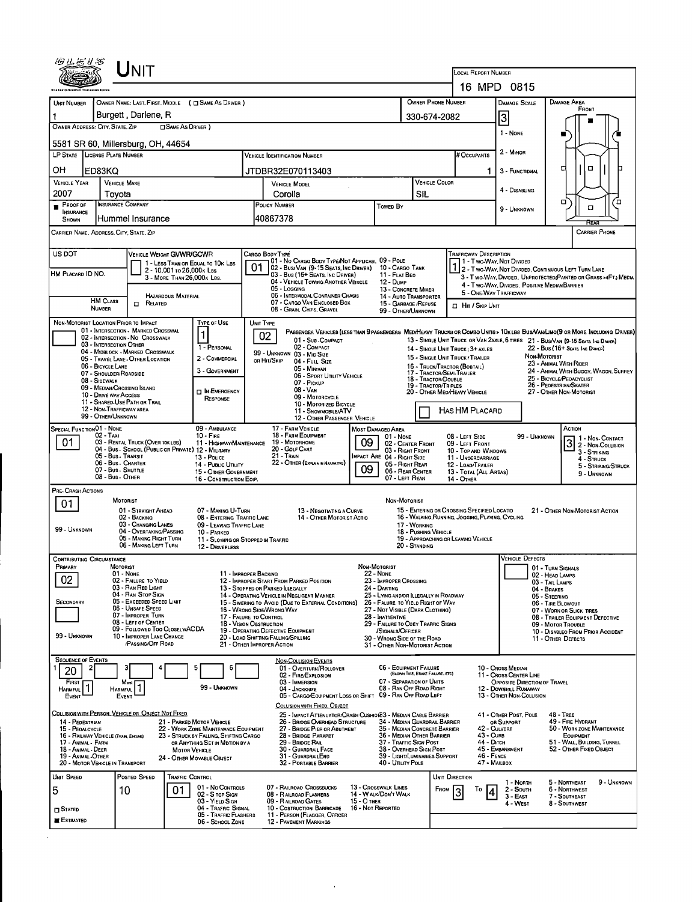# Unit

**Local Report Number:** 16 MPD 0815

| Unit Number | Owner Name: Last, First, Middle (☐ Same as Driver) | Owner Phone Number | Damage Scale | Damage Area |
|---|---|---|---|---|
| 1 | Burgett , Darlene, R | 330-674-2082 | 3 | Front |

**Owner Address: City, State, Zip** (☐ Same as Driver): 5581 SR 60, Millersburg, OH, 44654

Damage Scale: 1 - None, 2 - Minor, 3 - Functional, 4 - Disabling, 9 - Unknown

| LP State | License Plate Number | Vehicle Identification Number | # Occupants |
|---|---|---|---|
| OH | ED83KQ | JTDBR32E070113403 | 1 |

| Vehicle Year | Vehicle Make | Vehicle Model | Vehicle Color |
|---|---|---|---|
| 2007 | Toyota | Corolla | SIL |

| Proof of Insurance Shown | Insurance Company | Policy Number | Towed By |
|---|---|---|---|
| ■ | Hummel Insurance | 40867378 | |

**Carrier Name, Address, City, State, Zip:**

**Carrier Phone:**

**US DOT:**

**HM Placard ID No.:**

**HM Class Number:** ☐ Related — Hazardous Material

**Vehicle Weight GVWR/GCWR:** 1 - Less than or equal to 10k lbs; 2 - 10,001 to 26,000k lbs; 3 - More than 26,000k lbs.

**Cargo Body Type:** 01
01 - No Cargo Body Type/Not Applicabl; 02 - Bus/Van (9-15 Seats, Inc Driver); 03 - Bus (16+ Seats, Inc Driver); 04 - Vehicle Towing Another Vehicle; 05 - Logging; 06 - Intermodal Container Chasis; 07 - Cargo Van/Enclosed Box; 08 - Grain, Chips, Gravel; 09 - Pole; 10 - Cargo Tank; 11 - Flat Bed; 12 - Dump; 13 - Concrete Mixer; 14 - Auto Transporter; 15 - Garbage/Refuse; 99 - Other/Unknown

**Trafficway Description:** 1
1 - Two-Way, Not Divided; 2 - Two-Way, Not Divided, Continuous Left Turn Lane; 3 - Two-Way, Divided, Unprotected(Painted or Grass >4Ft.) Media; 4 - Two-Way, Divided, Positive Median Barrier; 5 - One-Way Trafficway

☐ Hit / Skip Unit

**Non-Motorist Location Prior to Impact:**
01 - Intersection - Marked Crosswal; 02 - Intersection - No Crosswalk; 03 - Intersection Other; 04 - Midblock - Marked Crosswalk; 05 - Travel Lane - Other Location; 06 - Bicycle Lane; 07 - Shoulder/Roadside; 08 - Sidewalk; 09 - Median/Crossing Island; 10 - Drive way Access; 11 - Shared-Use Path or Trail; 12 - Non-Trafficway Area; 99 - Other/Unknown

**Type of Use:** 1
1 - Personal; 2 - Commercial; 3 - Government; ☐ In Emergency Response

**Unit Type:** 02
Passenger Vehicles (less than 9 passengers): 01 - Sub-Compact; 02 - Compact; 99 - Unknown 03 - Mid Size; or Hit/Skip 04 - Full Size; 05 - Minivan; 06 - Sport Utility Vehicle; 07 - Pickup; 08 - Van; 09 - Motorcycle; 10 - Motorized Bicycle; 11 - Snowmobile/ATV; 12 - Other Passenger Vehicle

Med/Heavy Trucks or Combo Units > 10k lbs Bus/Van/Limo(9 or More Including Driver): 13 - Single Unit Truck or Van 2axle, 6 Tires; 14 - Single Unit Truck: 3+ Axles; 15 - Single Unit Truck / Trailer; 16 - Truck/Tractor (Bobtail); 17 - Tractor/Semi-Trailer; 18 - Tractor/Double; 19 - Tractor/Triples; 20 - Other Med/Heavy Vehicle; 21 - Bus/Van (9-15 Seats, Inc Driver); 22 - Bus (16+ Seats, Inc Driver)

Non-Motorist: 23 - Animal With Rider; 24 - Animal With Buggy, Wagon, Surrey; 25 - Bicycle/Pedacyclist; 26 - Pedestrian/Skater; 27 - Other Non-Motorist

☐ Has HM Placard

**Special Function:** 01
01 - None; 02 - Taxi; 03 - Rental Truck (Over 10k lbs); 04 - Bus - School (Public or Private); 05 - Bus - Transit; 06 - Bus - Charter; 07 - Bus - Shuttle; 08 - Bus - Other; 09 - Ambulance; 10 - Fire; 11 - Highway/Maintenance; 12 - Military; 13 - Police; 14 - Public Utility; 15 - Other Government; 16 - Construction Eqip.; 17 - Farm Vehicle; 18 - Farm Equipment; 19 - Motorhome; 20 - Golf Cart; 21 - Train; 22 - Other (Explain in Narrative)

**Most Damaged Area:** 09 | **Impact Are:** 09
01 - None; 02 - Center Front; 03 - Right Front; 04 - Right Side; 05 - Right Rear; 06 - Rear Center; 07 - Left Rear; 08 - Left Side; 09 - Left Front; 10 - Top and Windows; 11 - Undercarriage; 12 - Load/Trailer; 13 - Total (All Areas); 14 - Other; 99 - Unknown

**Action:** 3
1 - Non-Contact; 2 - Non-Collision; 3 - Striking; 4 - Struck; 5 - Striking/Struck; 9 - Unknown

**Pre-Crash Actions:** 01
Motorist: 01 - Straight Ahead; 02 - Backing; 03 - Changing Lanes; 04 - Overtaking/Passing; 05 - Making Right Turn; 06 - Making Left Turn; 07 - Making U-Turn; 08 - Entering Traffic Lane; 09 - Leaving Traffic Lane; 10 - Parked; 11 - Slowing or Stopped in Traffic; 12 - Driverless; 13 - Negotiating a Curve; 14 - Other Motorist Actio; 99 - Unknown
Non-Motorist: 15 - Entering or Crossing Specified Locatio; 16 - Walking,Running, Jogging, Playing, Cycling; 17 - Working; 18 - Pushing Vehicle; 19 - Approaching or Leaving Vehicle; 20 - Standing; 21 - Other Non-Motorist Action

**Contributing Circumstance:** Primary: 02; Secondary:
Motorist: 01 - None; 02 - Failure to Yield; 03 - Ran Red Light; 04 - Ran Stop Sign; 05 - Exceeded Speed Limit; 06 - Unsafe Speed; 07 - Improper Turn; 08 - Left of Center; 09 - Followed Too Closely/ACDA; 10 - Improper Lane Change /Passing/Off Road; 11 - Improper Backing; 12 - Improper Start From Parked Position; 13 - Stopped or Parked Illegally; 14 - Operating Vehicle in Negligent Manner; 15 - Swering to Avoid (Due to External Conditions); 16 - Wrong Side/Wrong Way; 17 - Failure to Control; 18 - Vision Obstruction; 19 - Operating Defective Equipment; 20 - Load Shifting/Falling/Spilling; 21 - Other Improper Action; 99 - Unknown
Non-Motorist: 22 - None; 23 - Improper Crossing; 24 - Darting; 25 - Lying and/or Illegally in Roadway; 26 - Falure to Yield Right of Way; 27 - Not Visible (Dark Clothing); 28 - Inattentive; 29 - Failure to Obey Traffic Signs /Signals/Officer; 30 - Wrong Side of the Road; 31 - Other Non-Motorist Action

**Vehicle Defects:** 01 - Turn Signals; 02 - Head Lamps; 03 - Tail Lamps; 04 - Brakes; 05 - Steering; 06 - Tire Blowout; 07 - Worn or Slick Tires; 08 - Trailer Equipment Defective; 09 - Motor Trouble; 10 - Disabled From Prior Accident; 11 - Other Defects

**Sequence of Events:** 1: 20; 2: ; 3: ; 4: ; 5: ; 6:
First Harmful Event: 1; Most Harmful Event: 1; 99 - Unknown

Non-Collision Events: 01 - Overturn/Rollover; 02 - Fire/Explosion; 03 - Immersion; 04 - Jackknife; 05 - Cargo/Equipment Loss or Shift; 06 - Equipment Failure (Blown Tire, Brake Failure, etc); 07 - Separation of Units; 08 - Ran Off Road Right; 09 - Ran Off Road Left; 10 - Cross Median; 11 - Cross Center Line Opposite Direction of Travel; 12 - Downhill Runaway; 13 - Other Non-Collision

Collision with Person, Vehicle or Object Not Fixed: 14 - Pedestrian; 15 - Pedalcycle; 16 - Railway Vehicle (Train, Engine); 17 - Animal - Farm; 18 - Animal - Deer; 19 - Animal - Other; 20 - Motor Vehicle in Transport; 21 - Parked Motor Vehicle; 22 - Work Zone Maintenance Equipment; 23 - Struck by Falling, Shifting Cargo or Anything Set in Motion by a Motor Vehicle; 24 - Other Movable Object

Collision with Fixed, Object: 25 - Impact Attenuator/Crash Cushion; 26 - Bridge Overhead Structure; 27 - Bridge Pier or Abutment; 28 - Bridge Parapet; 29 - Bridge Rail; 30 - Guardrail Face; 31 - Guardrail End; 32 - Portable Barrier; 33 - Median Cable Barrier; 34 - Median Guardrail Barrier; 35 - Median Concrete Barrier; 36 - Median Other Barrier; 37 - Traffic Sign Post; 38 - Overhead Sign Post; 39 - Light/Luminaries Support; 40 - Utility Pole; 41 - Other Post, Pole or Support; 42 - Culvert; 43 - Curb; 44 - Ditch; 45 - Embankment; 46 - Fence; 47 - Mailbox; 48 - Tree; 49 - Fire Hydrant; 50 - Work Zone Maintenance Equipment; 51 - Wall, Building, Tunnel; 52 - Other Fixed Object

| Unit Speed | Posted Speed | Traffic Control | Unit Direction |
|---|---|---|---|
| 5 | 10 | 01 | From 3 To 4 |

☐ Stated; ■ Estimated

Traffic Control: 01 - No Controls; 02 - Stop Sign; 03 - Yield Sign; 04 - Traffic Signal; 05 - Traffic Flashers; 06 - School Zone; 07 - Railroad Crossbucks; 08 - Railroad Flashers; 09 - Railroad Gates; 10 - Costruction Barricade; 11 - Person (Flagger, Officer; 12 - Pavement Markings; 13 - Crosswalk Lines; 14 - Walk/Don't Walk; 15 - Other; 16 - Not Reported

Unit Direction: 1 - North; 2 - South; 3 - East; 4 - West; 5 - Northeast; 6 - Northwest; 7 - Southeast; 8 - Southwest; 9 - Unknown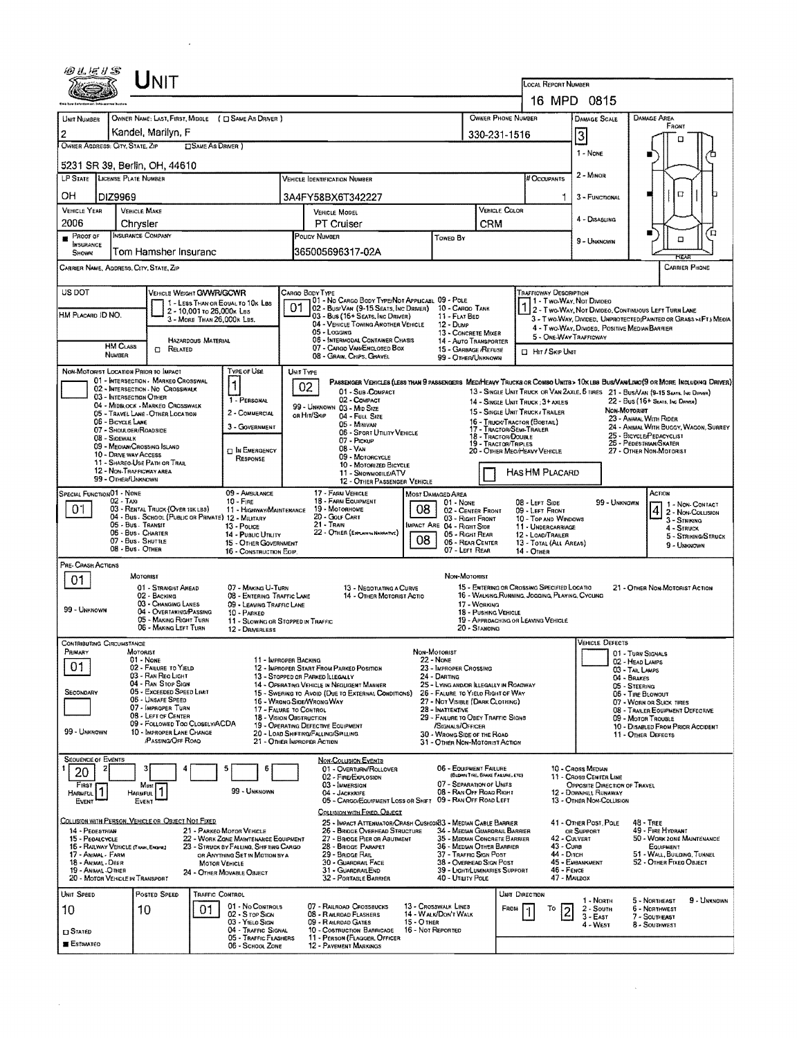# UNIT

**LOCAL REPORT NUMBER:** 16 MPD 0815

| Field | Value |
|---|---|
| UNIT NUMBER | 2 |
| OWNER NAME: LAST, FIRST, MIDDLE ( ☐ SAME AS DRIVER ) | Kandel, Marilyn, F |
| OWNER PHONE NUMBER | 330-231-1516 |
| OWNER ADDRESS: CITY, STATE, ZIP ( ☐ SAME AS DRIVER ) | 5231 SR 39, Berlin, OH, 44610 |
| LP STATE | OH |
| LICENSE PLATE NUMBER | DIZ9969 |
| VEHICLE IDENTIFICATION NUMBER | 3A4FY58BX6T342227 |
| # OCCUPANTS | 1 |
| VEHICLE YEAR | 2006 |
| VEHICLE MAKE | Chrysler |
| VEHICLE MODEL | PT Cruiser |
| VEHICLE COLOR | CRM |
| PROOF OF INSURANCE SHOWN | ■ |
| INSURANCE COMPANY | Tom Hamsher Insuranc |
| POLICY NUMBER | 365005696317-02A |
| TOWED BY | |
| CARRIER NAME, ADDRESS, CITY, STATE, ZIP | |
| CARRIER PHONE | |

**DAMAGE SCALE:** 3
1 - NONE
2 - MINOR
3 - FUNCTIONAL
4 - DISABLING
9 - UNKNOWN

**DAMAGE AREA:** FRONT / REAR

US DOT

HM PLACARD ID NO.

HM CLASS NUMBER

**VEHICLE WEIGHT GVWR/GCWR:** 1
1 - LESS THAN OR EQUAL TO 10K LBS
2 - 10,001 TO 26,000K LBS
3 - MORE THAN 26,000K LBS.

HAZARDOUS MATERIAL ☐ RELATED

**CARGO BODY TYPE:** 01
01 - NO CARGO BODY TYPE/NOT APPLICABL
02 - BUS/VAN (9-15 SEATS, INC DRIVER)
03 - BUS (16+ SEATS, INC DRIVER)
04 - VEHICLE TOWING ANOTHER VEHICLE
05 - LOGGING
06 - INTERMODAL CONTAINER CHASIS
07 - CARGO VAN/ENCLOSED BOX
08 - GRAIN, CHIPS, GRAVEL
09 - POLE
10 - CARGO TANK
11 - FLAT BED
12 - DUMP
13 - CONCRETE MIXER
14 - AUTO TRANSPORTER
15 - GARBAGE /REFUSE
99 - OTHER/UNKNOWN

**TRAFFICWAY DESCRIPTION:** 1
1 - TWO-WAY, NOT DIVIDED
2 - TWO-WAY, NOT DIVIDED, CONTINUOUS LEFT TURN LANE
3 - TWO-WAY, DIVIDED, UNPROTECTED(PAINTED OR GRASS >4FT.) MEDIA
4 - TWO-WAY, DIVIDED, POSITIVE MEDIAN BARRIER
5 - ONE-WAY TRAFFICWAY

☐ HIT / SKIP UNIT

**NON-MOTORIST LOCATION PRIOR TO IMPACT:**
01 - INTERSECTION - MARKED CROSSWAL
02 - INTERSECTION - NO CROSSWALK
03 - INTERSECTION OTHER
04 - MIDBLOCK - MARKED CROSSWALK
05 - TRAVEL LANE - OTHER LOCATION
06 - BICYCLE LANE
07 - SHOULDER/ROADSIDE
08 - SIDEWALK
09 - MEDIAN/CROSSING ISLAND
10 - DRIVE WAY ACCESS
11 - SHARED-USE PATH OR TRAIL
12 - NON-TRAFFICWAY AREA
99 - OTHER/UNKNOWN

**TYPE OF USE:** 1
1 - PERSONAL
2 - COMMERCIAL
3 - GOVERNMENT
☐ IN EMERGENCY RESPONSE

**UNIT TYPE:** 02
PASSENGER VEHICLES (LESS THAN 9 PASSENGERS MED/HEAVY TRUCKS OR COMBO UNITS > 10K LBS BUS/VAN/LIMO(9 OR MORE INCLUDING DRIVER)
01 - SUB-COMPACT
02 - COMPACT
99 - UNKNOWN 03 - MID SIZE
OR HIT/SKIP 04 - FULL SIZE
05 - MINIVAN
06 - SPORT UTILITY VEHICLE
07 - PICKUP
08 - VAN
09 - MOTORCYCLE
10 - MOTORIZED BICYCLE
11 - SNOWMOBILE/ATV
12 - OTHER PASSENGER VEHICLE
13 - SINGLE UNIT TRUCK OR VAN 2AXLE, 6 TIRES
14 - SINGLE UNIT TRUCK ; 3+ AXLES
15 - SINGLE UNIT TRUCK / TRAILER
16 - TRUCK/TRACTOR (BOBTAIL)
17 - TRACTOR/SEMI-TRAILER
18 - TRACTOR/DOUBLE
19 - TRACTOR/TRIPLES
20 - OTHER MED/HEAVY VEHICLE
21 - BUS/VAN (9-15 SEATS, INC DRIVER)
22 - BUS (16+ SEATS, INC DRIVER)
NON-MOTORIST
23 - ANIMAL WITH RIDER
24 - ANIMAL WITH BUGGY, WAGON, SURREY
25 - BICYCLE/PEDACYCLIST
26 - PEDESTRIAN/SKATER
27 - OTHER NON-MOTORIST

☐ HAS HM PLACARD

**SPECIAL FUNCTION:** 01
01 - NONE
02 - TAXI
03 - RENTAL TRUCK (OVER 10K LBS)
04 - BUS - SCHOOL (PUBLIC OR PRIVATE)
05 - BUS - TRANSIT
06 - BUS - CHARTER
07 - BUS - SHUTTLE
08 - BUS - OTHER
09 - AMBULANCE
10 - FIRE
11 - HIGHWAY/MAINTENANCE
12 - MILITARY
13 - POLICE
14 - PUBLIC UTILITY
15 - OTHER GOVERNMENT
16 - CONSTRUCTION EQIP.
17 - FARM VEHICLE
18 - FARM EQUIPMENT
19 - MOTORHOME
20 - GOLF CART
21 - TRAIN
22 - OTHER (EXPLAIN IN NARRATIVE)

**MOST DAMAGED AREA:** 08
**IMPACT ARE:** 08
01 - NONE
02 - CENTER FRONT
03 - RIGHT FRONT
04 - RIGHT SIDE
05 - RIGHT REAR
06 - REAR CENTER
07 - LEFT REAR
08 - LEFT SIDE
09 - LEFT FRONT
10 - TOP AND WINDOWS
11 - UNDERCARRIAGE
12 - LOAD/TRAILER
13 - TOTAL (ALL AREAS)
14 - OTHER
99 - UNKNOWN

**ACTION:** 4
1 - NON-CONTACT
2 - NON-COLLISION
3 - STRIKING
4 - STRUCK
5 - STRIKING/STRUCK
9 - UNKNOWN

**PRE-CRASH ACTIONS:** 01
99 - UNKNOWN

MOTORIST
01 - STRAIGHT AHEAD
02 - BACKING
03 - CHANGING LANES
04 - OVERTAKING/PASSING
05 - MAKING RIGHT TURN
06 - MAKING LEFT TURN
07 - MAKING U-TURN
08 - ENTERING TRAFFIC LANE
09 - LEAVING TRAFFIC LANE
10 - PARKED
11 - SLOWING OR STOPPED IN TRAFFIC
12 - DRIVERLESS
13 - NEGOTIATING A CURVE
14 - OTHER MOTORIST ACTIO

NON-MOTORIST
15 - ENTERING OR CROSSING SPECIFIED LOCATIO
16 - WALKING, RUNNING, JOGGING, PLAYING, CYCLING
17 - WORKING
18 - PUSHING VEHICLE
19 - APPROACHING OR LEAVING VEHICLE
20 - STANDING
21 - OTHER NON-MOTORIST ACTION

**CONTRIBUTING CIRCUMSTANCE**
PRIMARY: 01
SECONDARY:
99 - UNKNOWN

MOTORIST
01 - NONE
02 - FAILURE TO YIELD
03 - RAN RED LIGHT
04 - RAN STOP SIGN
05 - EXCEEDED SPEED LIMIT
06 - UNSAFE SPEED
07 - IMPROPER TURN
08 - LEFT OF CENTER
09 - FOLLOWED TOO CLOSELY/ACDA
10 - IMPROPER LANE CHANGE /PASSING/OFF ROAD
11 - IMPROPER BACKING
12 - IMPROPER START FROM PARKED POSITION
13 - STOPPED OR PARKED ILLEGALLY
14 - OPERATING VEHICLE IN NEGLIGENT MANNER
15 - SWERING TO AVOID (DUE TO EXTERNAL CONDITIONS)
16 - WRONG SIDE/WRONG WAY
17 - FAILURE TO CONTROL
18 - VISION OBSTRUCTION
19 - OPERATING DEFECTIVE EQUIPMENT
20 - LOAD SHIFTING/FALLING/SPILLING
21 - OTHER IMPROPER ACTION

NON-MOTORIST
22 - NONE
23 - IMPROPER CROSSING
24 - DARTING
25 - LYING AND/OR ILLEGALLY IN ROADWAY
26 - FALURE TO YIELD RIGHT OF WAY
27 - NOT VISIBLE (DARK CLOTHING)
28 - INATTENTIVE
29 - FAILURE TO OBEY TRAFFIC SIGNS /SIGNALS/OFFICER
30 - WRONG SIDE OF THE ROAD
31 - OTHER NON-MOTORIST ACTION

**VEHICLE DEFECTS**
01 - TURN SIGNALS
02 - HEAD LAMPS
03 - TAIL LAMPS
04 - BRAKES
05 - STEERING
06 - TIRE BLOWOUT
07 - WORN OR SLICK TIRES
08 - TRAILER EQUIPMENT DEFECTIVE
09 - MOTOR TROUBLE
10 - DISABLED FROM PRIOR ACCIDENT
11 - OTHER DEFECTS

**SEQUENCE OF EVENTS:** 1: 20, 2: , 3: , 4: , 5: , 6:
FIRST HARMFUL EVENT: 1
MOST HARMFUL EVENT: 1
99 - UNKNOWN

NON-COLLISION EVENTS
01 - OVERTURN/ROLLOVER
02 - FIRE/EXPLOSION
03 - IMMERSION
04 - JACKKNIFE
05 - CARGO/EQUIPMENT LOSS OR SHIFT
06 - EQUIPMENT FAILURE (BLOWN TIRE, BRAKE FAILURE, ETC)
07 - SEPARATION OF UNITS
08 - RAN OFF ROAD RIGHT
09 - RAN OFF ROAD LEFT
10 - CROSS MEDIAN
11 - CROSS CENTER LINE OPPOSITE DIRECTION OF TRAVEL
12 - DOWNHILL RUNAWAY
13 - OTHER NON-COLLISION

COLLISION WITH PERSON, VEHICLE OR OBJECT NOT FIXED
14 - PEDESTRIAN
15 - PEDALCYCLE
16 - RAILWAY VEHICLE (TRAIN, ENGINE)
17 - ANIMAL - FARM
18 - ANIMAL - DEER
19 - ANIMAL - OTHER
20 - MOTOR VEHICLE IN TRANSPORT
21 - PARKED MOTOR VEHICLE
22 - WORK ZONE MAINTENANCE EQUIPMENT
23 - STRUCK BY FALLING, SHIFTING CARGO OR ANYTHING SET IN MOTION BY A MOTOR VEHICLE
24 - OTHER MOVABLE OBJECT

COLLISION WITH FIXED, OBJECT
25 - IMPACT ATTENUATOR/CRASH CUSHION
26 - BRIDGE OVERHEAD STRUCTURE
27 - BRIDGE PIER OR ABUTMENT
28 - BRIDGE PARAPET
29 - BRIDGE RAIL
30 - GUARDRAIL FACE
31 - GUARDRAILEND
32 - PORTABLE BARRIER
33 - MEDIAN CABLE BARRIER
34 - MEDIAN GUARDRAIL BARRIER
35 - MEDIAN CONCRETE BARRIER
36 - MEDIAN OTHER BARRIER
37 - TRAFFIC SIGN POST
38 - OVERHEAD SIGN POST
39 - LIGHT/LUMINARIES SUPPORT
40 - UTILITY POLE
41 - OTHER POST, POLE OR SUPPORT
42 - CULVERT
43 - CURB
44 - DITCH
45 - EMBANKMENT
46 - FENCE
47 - MAILBOX
48 - TREE
49 - FIRE HYDRANT
50 - WORK ZONE MAINTENANCE EQUIPMENT
51 - WALL, BUILDING, TUNNEL
52 - OTHER FIXED OBJECT

| UNIT SPEED | POSTED SPEED | TRAFFIC CONTROL | UNIT DIRECTION |
|---|---|---|---|
| 10 | 10 | 01 | FROM 1 TO 2 |

☐ STATED
■ ESTIMATED

TRAFFIC CONTROL
01 - NO CONTROLS
02 - STOP SIGN
03 - YIELD SIGN
04 - TRAFFIC SIGNAL
05 - TRAFFIC FLASHERS
06 - SCHOOL ZONE
07 - RAILROAD CROSSBUCKS
08 - RAILROAD FLASHERS
09 - RAILROAD GATES
10 - COSTRUCTION BARRICADE
11 - PERSON (FLAGGER, OFFICER
12 - PAVEMENT MARKINGS
13 - CROSSWALK LINES
14 - WALK/DON'T WALK
15 - OTHER
16 - NOT REPORTED

UNIT DIRECTION
1 - NORTH
2 - SOUTH
3 - EAST
4 - WEST
5 - NORTHEAST
6 - NORTHWEST
7 - SOUTHEAST
8 - SOUTHWEST
9 - UNKNOWN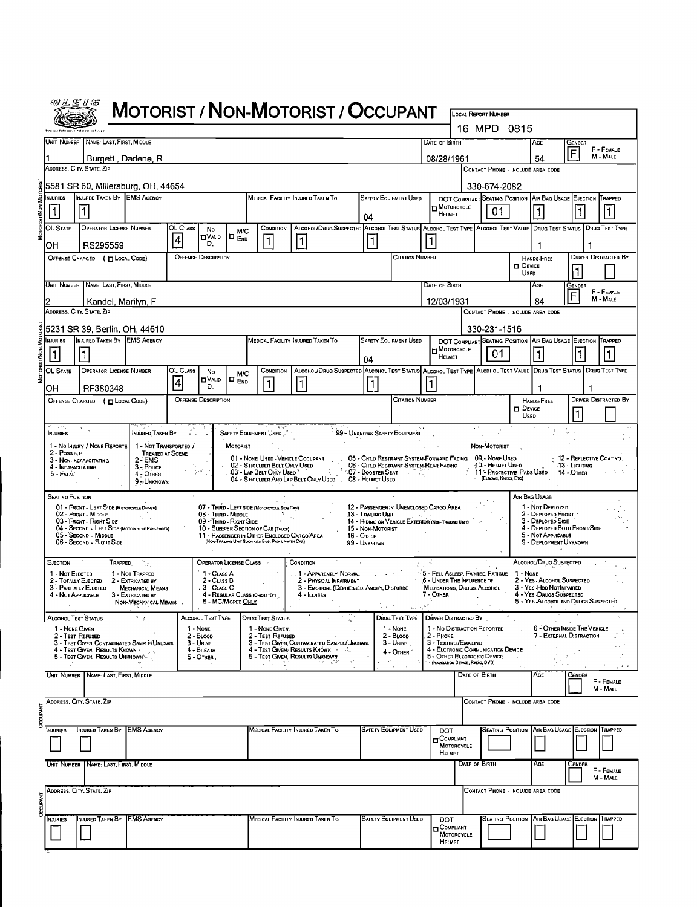# MOTORIST / NON-MOTORIST / OCCUPANT

LOCAL REPORT NUMBER: 16 MPD 0815

## MOTORIST/NON-MOTORIST

| UNIT NUMBER | NAME: LAST, FIRST, MIDDLE | DATE OF BIRTH | AGE | GENDER |
|---|---|---|---|---|
| 1 | Burgett, Darlene, R | 08/28/1961 | 54 | F |

ADDRESS, CITY, STATE, ZIP: 5581 SR 60, Millersburg, OH, 44654

CONTACT PHONE - INCLUDE AREA CODE: 330-674-2082

| INJURIES | INJURED TAKEN BY | EMS AGENCY | MEDICAL FACILITY INJURED TAKEN TO | SAFETY EQUIPMENT USED | DOT COMPLIANT MOTORCYCLE HELMET | SEATING POSITION | AIR BAG USAGE | EJECTION | TRAPPED |
|---|---|---|---|---|---|---|---|---|---|
| 1 | 1 | | | 04 | | 01 | 1 | 1 | 1 |

| OL STATE | OPERATOR LICENSE NUMBER | OL CLASS | NO VALID DL | M/C END | CONDITION | ALCOHOL/DRUG SUSPECTED | ALCOHOL TEST STATUS | ALCOHOL TEST TYPE | ALCOHOL TEST VALUE | DRUG TEST STATUS | DRUG TEST TYPE |
|---|---|---|---|---|---|---|---|---|---|---|---|
| OH | RS295559 | 4 | | | 1 | 1 | 1 | 1 | | 1 | 1 |

| OFFENSE CHARGED (LOCAL CODE) | OFFENSE DESCRIPTION | CITATION NUMBER | HANDS-FREE DEVICE USED | DRIVER DISTRACTED BY |
|---|---|---|---|---|
| | | | | 1 |

| UNIT NUMBER | NAME: LAST, FIRST, MIDDLE | DATE OF BIRTH | AGE | GENDER |
|---|---|---|---|---|
| 2 | Kandel, Marilyn, F | 12/03/1931 | 84 | F |

ADDRESS, CITY, STATE, ZIP: 5231 SR 39, Berlin, OH, 44610

CONTACT PHONE - INCLUDE AREA CODE: 330-231-1516

| INJURIES | INJURED TAKEN BY | EMS AGENCY | MEDICAL FACILITY INJURED TAKEN TO | SAFETY EQUIPMENT USED | DOT COMPLIANT MOTORCYCLE HELMET | SEATING POSITION | AIR BAG USAGE | EJECTION | TRAPPED |
|---|---|---|---|---|---|---|---|---|---|
| 1 | 1 | | | 04 | | 01 | 1 | 1 | 1 |

| OL STATE | OPERATOR LICENSE NUMBER | OL CLASS | NO VALID DL | M/C END | CONDITION | ALCOHOL/DRUG SUSPECTED | ALCOHOL TEST STATUS | ALCOHOL TEST TYPE | ALCOHOL TEST VALUE | DRUG TEST STATUS | DRUG TEST TYPE |
|---|---|---|---|---|---|---|---|---|---|---|---|
| OH | RF380348 | 4 | | | 1 | 1 | 1 | 1 | | 1 | 1 |

| OFFENSE CHARGED (LOCAL CODE) | OFFENSE DESCRIPTION | CITATION NUMBER | HANDS-FREE DEVICE USED | DRIVER DISTRACTED BY |
|---|---|---|---|---|
| | | | | 1 |

## CODES

**INJURIES:** 1 - No Injury / None Reported; 2 - Possible; 3 - Non-Incapacitating; 4 - Incapacitating; 5 - Fatal

**INJURED TAKEN BY:** 1 - Not Transported / Treated at Scene; 2 - EMS; 3 - Police; 4 - Other; 9 - Unknown

**SAFETY EQUIPMENT USED:** 99 - Unknown Safety Equipment

Motorist: 01 - None Used - Vehicle Occupant; 02 - Shoulder Belt Only Used; 03 - Lap Belt Only Used; 04 - Shoulder and Lap Belt Only Used; 05 - Child Restraint System-Forward Facing; 06 - Child Restraint System-Rear Facing; 07 - Booster Seat; 08 - Helmet Used

Non-Motorist: 09 - None Used; 10 - Helmet Used; 11 - Protective Pads Used (Elbows, Knees, Etc); 12 - Reflective Coating; 13 - Lighting; 14 - Other

**SEATING POSITION:** 01 - Front - Left Side (Motorcycle Driver); 02 - Front - Middle; 03 - Front - Right Side; 04 - Second - Left Side (Motorcycle Passenger); 05 - Second - Middle; 06 - Second - Right Side; 07 - Third - Left Side (Motorcycle Side Car); 08 - Third - Middle; 09 - Third - Right Side; 10 - Sleeper Section of Cab (Truck); 11 - Passenger in Other Enclosed Cargo Area (Non-Trailing Unit Such as a Bus, Pick-up with Cap); 12 - Passenger in Unenclosed Cargo Area; 13 - Trailing Unit; 14 - Riding on Vehicle Exterior (Non-Trailing Unit); 15 - Non-Motorist; 16 - Other; 99 - Unknown

**AIR BAG USAGE:** 1 - Not Deployed; 2 - Deployed Front; 3 - Deployed Side; 4 - Deployed Both Front/Side; 5 - Not Applicable; 9 - Deployment Unknown

**EJECTION:** 1 - Not Ejected; 2 - Totally Ejected; 3 - Partially Ejected; 4 - Not Applicable

**TRAPPED:** 1 - Not Trapped; 2 - Extricated by Mechanical Means; 3 - Extricated by Non-Mechanical Means

**OPERATOR LICENSE CLASS:** 1 - Class A; 2 - Class B; 3 - Class C; 4 - Regular Class (Ohio's "D"); 5 - MC/Moped Only

**CONDITION:** 1 - Apparently Normal; 2 - Physical Impairment; 3 - Emotionl (Depressed, Angry, Disturbe; 4 - Illness; 5 - Fell Asleep, Fainted, Fatigue; 6 - Under The Influence of Medications, Drugs, Alcohol; 7 - Other

**ALCOHOL/DRUG SUSPECTED:** 1 - None; 2 - Yes - Alcohol Suspected; 3 - Yes - Hbd Not Impaired; 4 - Yes - Drugs Suspected; 5 - Yes - Alcohol and Drugs Suspected

**ALCOHOL TEST STATUS:** 1 - None Given; 2 - Test Refused; 3 - Test Given, Contaminated Sample/Unusabl; 4 - Test Given, Results Known; 5 - Test Given, Results Unknown

**ALCOHOL TEST TYPE:** 1 - None; 2 - Blood; 3 - Urine; 4 - Breath; 5 - Other

**DRUG TEST STATUS:** 1 - None Given; 2 - Test Refused; 3 - Test Given, Contaminated Sample/Unusabl; 4 - Test Given, Results Known; 5 - Test Given, Results Unknown

**DRUG TEST TYPE:** 1 - None; 2 - Blood; 3 - Urine; 4 - Other

**DRIVER DISTRACTED BY:** 1 - No Distraction Reported; 2 - Phone; 3 - Texting/Emailing; 4 - Electronic Communication Device; 5 - Other Electronic Device (Navigation Device, Radio, DVD); 6 - Other Inside The Vehicle; 7 - External Distraction

## OCCUPANT

| UNIT NUMBER | NAME: LAST, FIRST, MIDDLE | DATE OF BIRTH | AGE | GENDER |
|---|---|---|---|---|
| | | | | |

ADDRESS, CITY, STATE, ZIP:

CONTACT PHONE - INCLUDE AREA CODE:

| INJURIES | INJURED TAKEN BY | EMS AGENCY | MEDICAL FACILITY INJURED TAKEN TO | SAFETY EQUIPMENT USED | DOT COMPLIANT MOTORCYCLE HELMET | SEATING POSITION | AIR BAG USAGE | EJECTION | TRAPPED |
|---|---|---|---|---|---|---|---|---|---|
| | | | | | | | | | |

| UNIT NUMBER | NAME: LAST, FIRST, MIDDLE | DATE OF BIRTH | AGE | GENDER |
|---|---|---|---|---|
| | | | | |

ADDRESS, CITY, STATE, ZIP:

CONTACT PHONE - INCLUDE AREA CODE:

| INJURIES | INJURED TAKEN BY | EMS AGENCY | MEDICAL FACILITY INJURED TAKEN TO | SAFETY EQUIPMENT USED | DOT COMPLIANT MOTORCYCLE HELMET | SEATING POSITION | AIR BAG USAGE | EJECTION | TRAPPED |
|---|---|---|---|---|---|---|---|---|---|
| | | | | | | | | | |